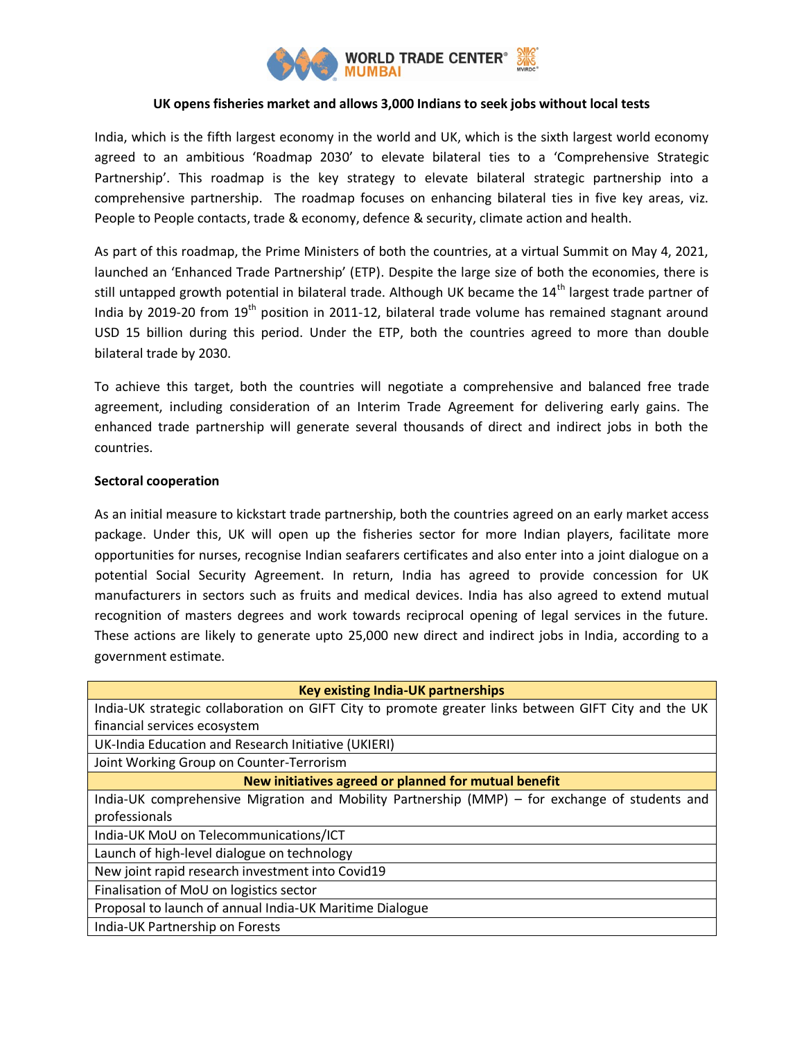## UK opens fisheries market and allows 3,000 Indians to seek jobs without local tests

India, which is the fifth largest economy in the world and UK, which is the sixth largest world economy agreed to an ambitious 'Roadmap 2030' to elevate bilateral ties to a 'Comprehensive Strategic Partnership'. This roadmap is the key strategy to elevate bilateral strategic partnership into a comprehensive partnership. The roadmap focuses on enhancing bilateral ties in five key areas, viz. People to People contacts, trade & economy, defence & security, climate action and health.

As part of this roadmap, the Prime Ministers of both the countries, at a virtual Summit on May 4, 2021, launched an 'Enhanced Trade Partnership' (ETP). Despite the large size of both the economies, there is still untapped growth potential in bilateral trade. Although UK became the 14th largest trade partner of India by 2019-20 from 19th position in 2011-12, bilateral trade volume has remained stagnant around USD 15 billion during this period. Under the ETP, both the countries agreed to more than double bilateral trade by 2030.

To achieve this target, both the countries will negotiate a comprehensive and balanced free trade agreement, including consideration of an Interim Trade Agreement for delivering early gains. The enhanced trade partnership will generate several thousands of direct and indirect jobs in both the countries.

**Sectoral cooperation**

As an initial measure to kickstart trade partnership, both the countries agreed on an early market access package. Under this, UK will open up the fisheries sector for more Indian players, facilitate more opportunities for nurses, recognise Indian seafarers certificates and also enter into a joint dialogue on a potential Social Security Agreement. In return, India has agreed to provide concession for UK manufacturers in sectors such as fruits and medical devices. India has also agreed to extend mutual recognition of masters degrees and work towards reciprocal opening of legal services in the future. These actions are likely to generate upto 25,000 new direct and indirect jobs in India, according to a government estimate.

| **Key existing India-UK partnerships** |
|---|
| India-UK strategic collaboration on GIFT City to promote greater links between GIFT City and the UK financial services ecosystem |
| UK-India Education and Research Initiative (UKIERI) |
| Joint Working Group on Counter-Terrorism |
| **New initiatives agreed or planned for mutual benefit** |
| India-UK comprehensive Migration and Mobility Partnership (MMP) – for exchange of students and professionals |
| India-UK MoU on Telecommunications/ICT |
| Launch of high-level dialogue on technology |
| New joint rapid research investment into Covid19 |
| Finalisation of MoU on logistics sector |
| Proposal to launch of annual India-UK Maritime Dialogue |
| India-UK Partnership on Forests |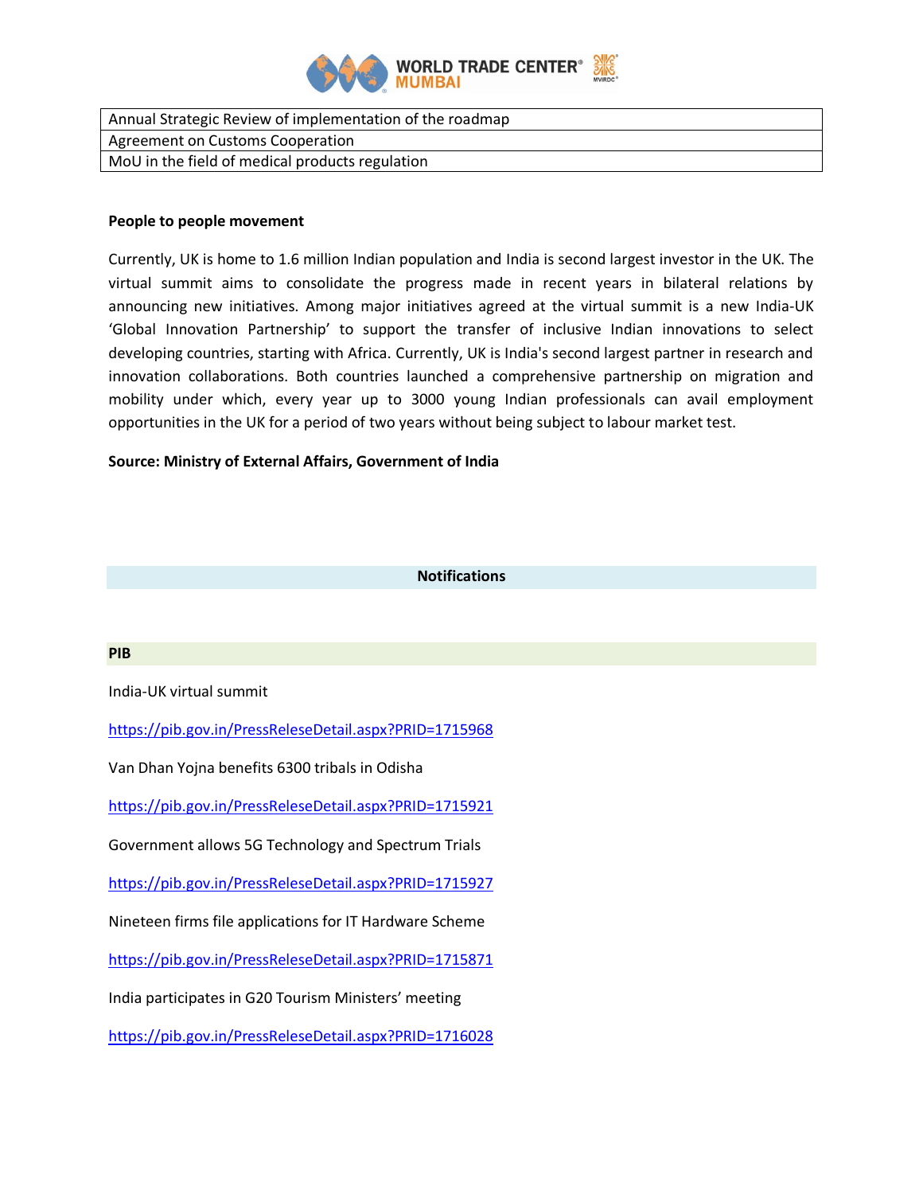| |
|---|
| Annual Strategic Review of implementation of the roadmap |
| Agreement on Customs Cooperation |
| MoU in the field of medical products regulation |

**People to people movement**

Currently, UK is home to 1.6 million Indian population and India is second largest investor in the UK. The virtual summit aims to consolidate the progress made in recent years in bilateral relations by announcing new initiatives. Among major initiatives agreed at the virtual summit is a new India-UK 'Global Innovation Partnership' to support the transfer of inclusive Indian innovations to select developing countries, starting with Africa. Currently, UK is India's second largest partner in research and innovation collaborations. Both countries launched a comprehensive partnership on migration and mobility under which, every year up to 3000 young Indian professionals can avail employment opportunities in the UK for a period of two years without being subject to labour market test.

**Source: Ministry of External Affairs, Government of India**

## Notifications

### PIB

India-UK virtual summit

https://pib.gov.in/PressReleseDetail.aspx?PRID=1715968

Van Dhan Yojna benefits 6300 tribals in Odisha

https://pib.gov.in/PressReleseDetail.aspx?PRID=1715921

Government allows 5G Technology and Spectrum Trials

https://pib.gov.in/PressReleseDetail.aspx?PRID=1715927

Nineteen firms file applications for IT Hardware Scheme

https://pib.gov.in/PressReleseDetail.aspx?PRID=1715871

India participates in G20 Tourism Ministers' meeting

https://pib.gov.in/PressReleseDetail.aspx?PRID=1716028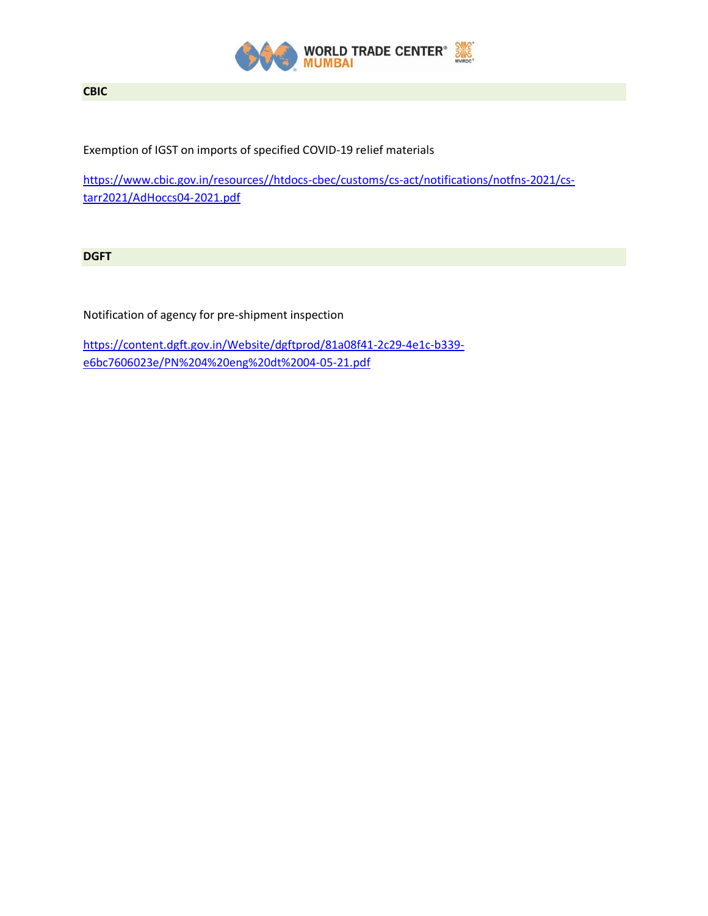**CBIC**

Exemption of IGST on imports of specified COVID-19 relief materials

https://www.cbic.gov.in/resources//htdocs-cbec/customs/cs-act/notifications/notfns-2021/cs-tarr2021/AdHoccs04-2021.pdf

**DGFT**

Notification of agency for pre-shipment inspection

https://content.dgft.gov.in/Website/dgftprod/81a08f41-2c29-4e1c-b339-e6bc7606023e/PN%204%20eng%20dt%2004-05-21.pdf